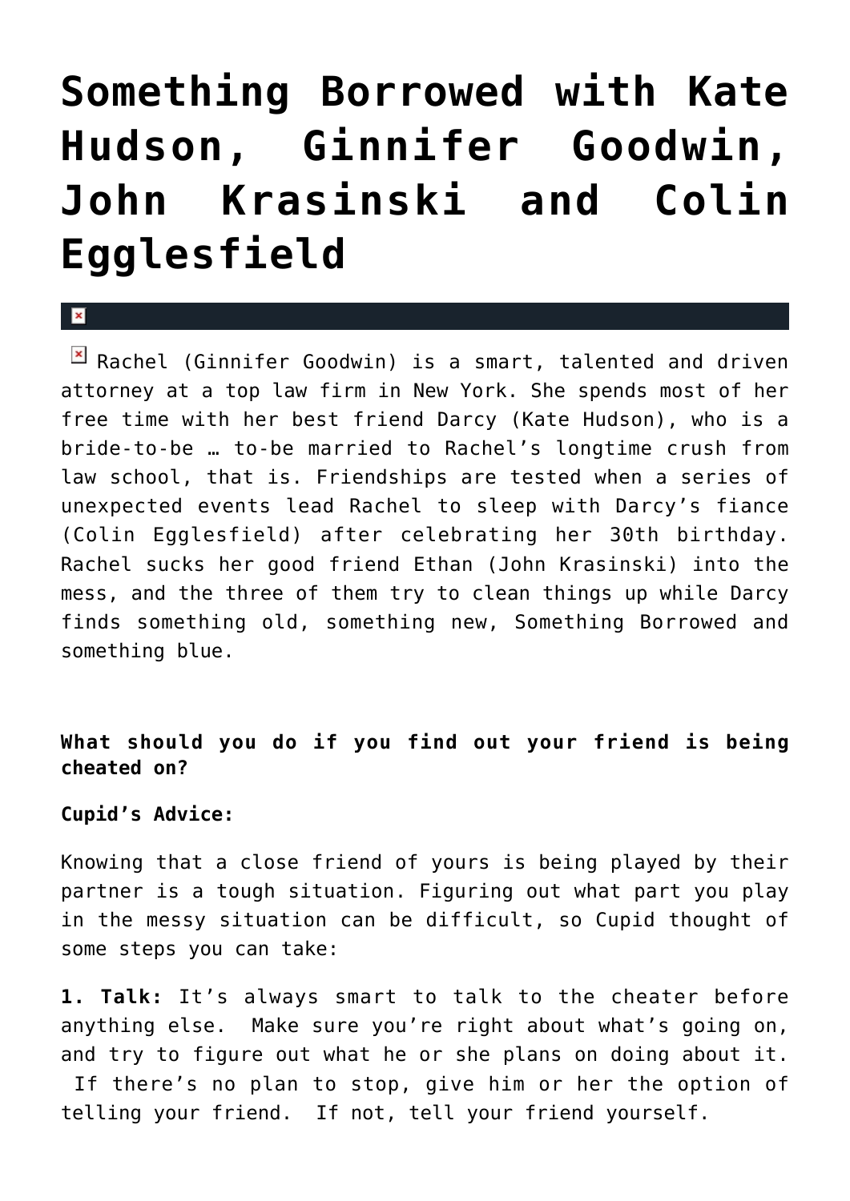# Something Borrowed with Kate Hudson, Ginnifer Goodwin, John Krasinski and Colin Egglesfield

Rachel (Ginnifer Goodwin) is a smart, talented and driven attorney at a top law firm in New York. She spends most of her free time with her best friend Darcy (Kate Hudson), who is a bride-to-be … to-be married to Rachel's longtime crush from law school, that is. Friendships are tested when a series of unexpected events lead Rachel to sleep with Darcy's fiance (Colin Egglesfield) after celebrating her 30th birthday. Rachel sucks her good friend Ethan (John Krasinski) into the mess, and the three of them try to clean things up while Darcy finds something old, something new, Something Borrowed and something blue.

**What should you do if you find out your friend is being cheated on?**

**Cupid's Advice:**

Knowing that a close friend of yours is being played by their partner is a tough situation. Figuring out what part you play in the messy situation can be difficult, so Cupid thought of some steps you can take:

**1. Talk:** It's always smart to talk to the cheater before anything else. Make sure you're right about what's going on, and try to figure out what he or she plans on doing about it. If there's no plan to stop, give him or her the option of telling your friend. If not, tell your friend yourself.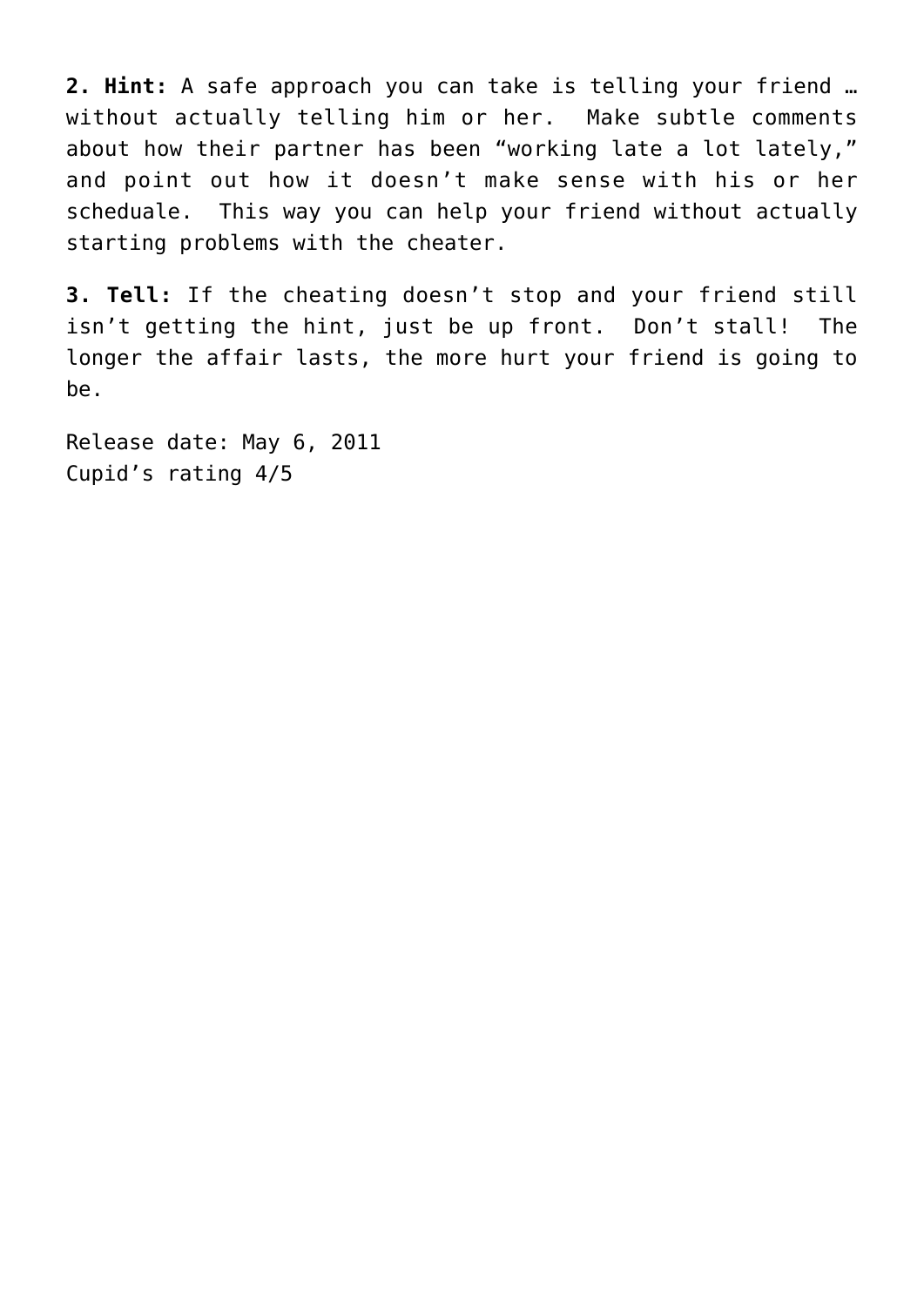**2. Hint:** A safe approach you can take is telling your friend … without actually telling him or her. Make subtle comments about how their partner has been "working late a lot lately," and point out how it doesn't make sense with his or her scheduale. This way you can help your friend without actually starting problems with the cheater.

**3. Tell:** If the cheating doesn't stop and your friend still isn't getting the hint, just be up front. Don't stall! The longer the affair lasts, the more hurt your friend is going to be.

Release date: May 6, 2011
Cupid's rating 4/5